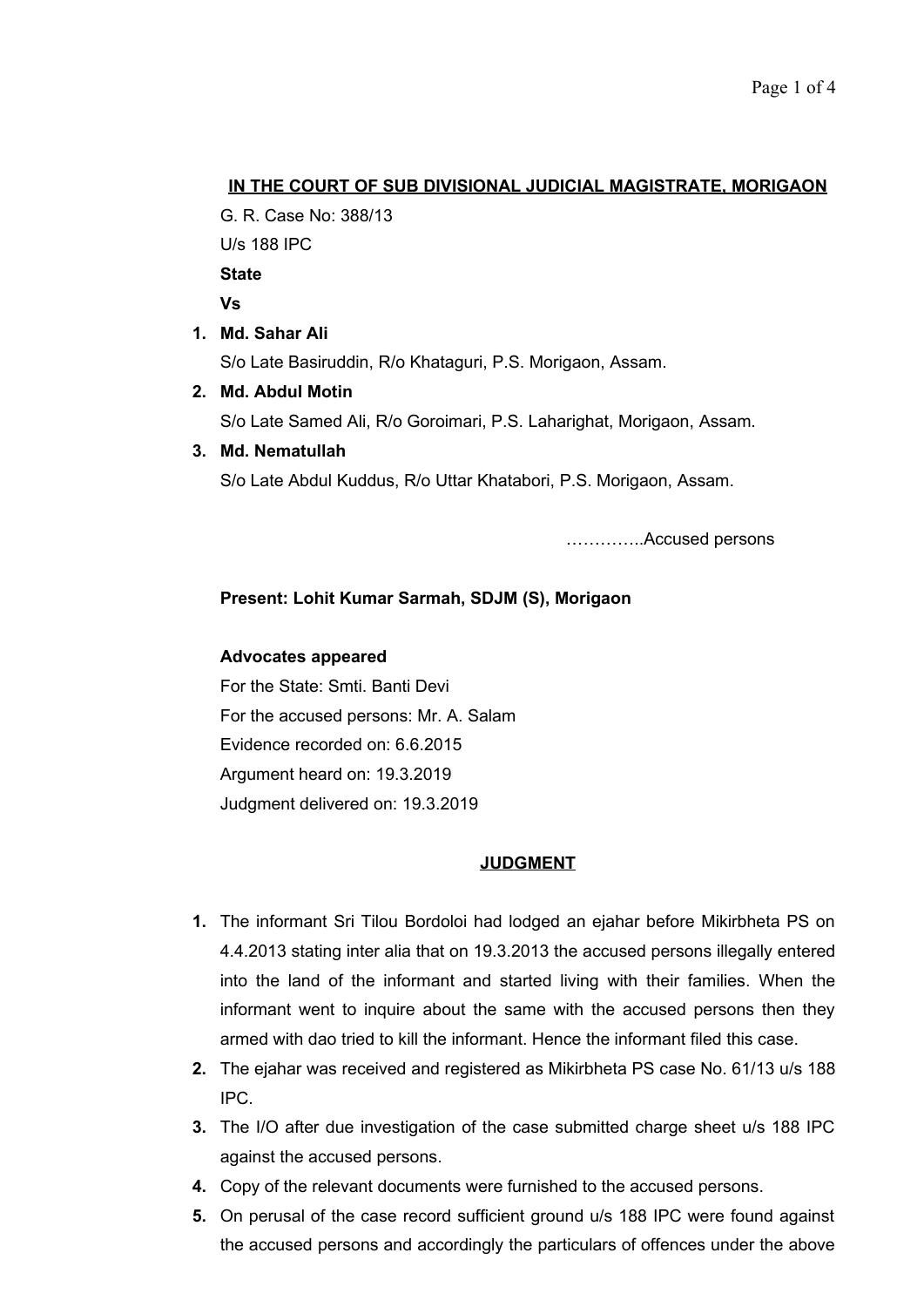**IN THE COURT OF SUB DIVISIONAL JUDICIAL MAGISTRATE, MORIGAON**

G. R. Case No: 388/13

U/s 188 IPC

**State**

**Vs**

1. **Md. Sahar Ali**
   S/o Late Basiruddin, R/o Khataguri, P.S. Morigaon, Assam.
2. **Md. Abdul Motin**
   S/o Late Samed Ali, R/o Goroimari, P.S. Laharighat, Morigaon, Assam.
3. **Md. Nematullah**
   S/o Late Abdul Kuddus, R/o Uttar Khatabori, P.S. Morigaon, Assam.

…………..Accused persons

**Present: Lohit Kumar Sarmah, SDJM (S), Morigaon**

**Advocates appeared**

For the State: Smti. Banti Devi

For the accused persons: Mr. A. Salam

Evidence recorded on: 6.6.2015

Argument heard on: 19.3.2019

Judgment delivered on: 19.3.2019

**JUDGMENT**

1. The informant Sri Tilou Bordoloi had lodged an ejahar before Mikirbheta PS on 4.4.2013 stating inter alia that on 19.3.2013 the accused persons illegally entered into the land of the informant and started living with their families. When the informant went to inquire about the same with the accused persons then they armed with dao tried to kill the informant. Hence the informant filed this case.
2. The ejahar was received and registered as Mikirbheta PS case No. 61/13 u/s 188 IPC.
3. The I/O after due investigation of the case submitted charge sheet u/s 188 IPC against the accused persons.
4. Copy of the relevant documents were furnished to the accused persons.
5. On perusal of the case record sufficient ground u/s 188 IPC were found against the accused persons and accordingly the particulars of offences under the above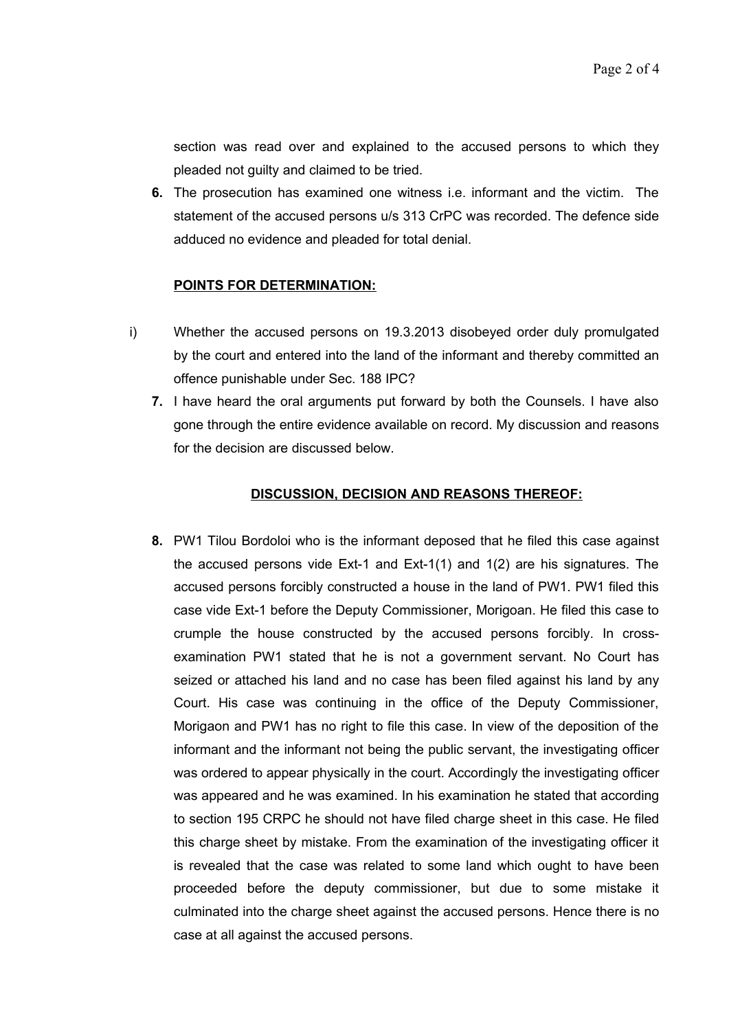section was read over and explained to the accused persons to which they pleaded not guilty and claimed to be tried.

**6.** The prosecution has examined one witness i.e. informant and the victim. The statement of the accused persons u/s 313 CrPC was recorded. The defence side adduced no evidence and pleaded for total denial.

**POINTS FOR DETERMINATION:**

i) Whether the accused persons on 19.3.2013 disobeyed order duly promulgated by the court and entered into the land of the informant and thereby committed an offence punishable under Sec. 188 IPC?

**7.** I have heard the oral arguments put forward by both the Counsels. I have also gone through the entire evidence available on record. My discussion and reasons for the decision are discussed below.

**DISCUSSION, DECISION AND REASONS THEREOF:**

**8.** PW1 Tilou Bordoloi who is the informant deposed that he filed this case against the accused persons vide Ext-1 and Ext-1(1) and 1(2) are his signatures. The accused persons forcibly constructed a house in the land of PW1. PW1 filed this case vide Ext-1 before the Deputy Commissioner, Morigoan. He filed this case to crumple the house constructed by the accused persons forcibly. In cross-examination PW1 stated that he is not a government servant. No Court has seized or attached his land and no case has been filed against his land by any Court. His case was continuing in the office of the Deputy Commissioner, Morigaon and PW1 has no right to file this case. In view of the deposition of the informant and the informant not being the public servant, the investigating officer was ordered to appear physically in the court. Accordingly the investigating officer was appeared and he was examined. In his examination he stated that according to section 195 CRPC he should not have filed charge sheet in this case. He filed this charge sheet by mistake. From the examination of the investigating officer it is revealed that the case was related to some land which ought to have been proceeded before the deputy commissioner, but due to some mistake it culminated into the charge sheet against the accused persons. Hence there is no case at all against the accused persons.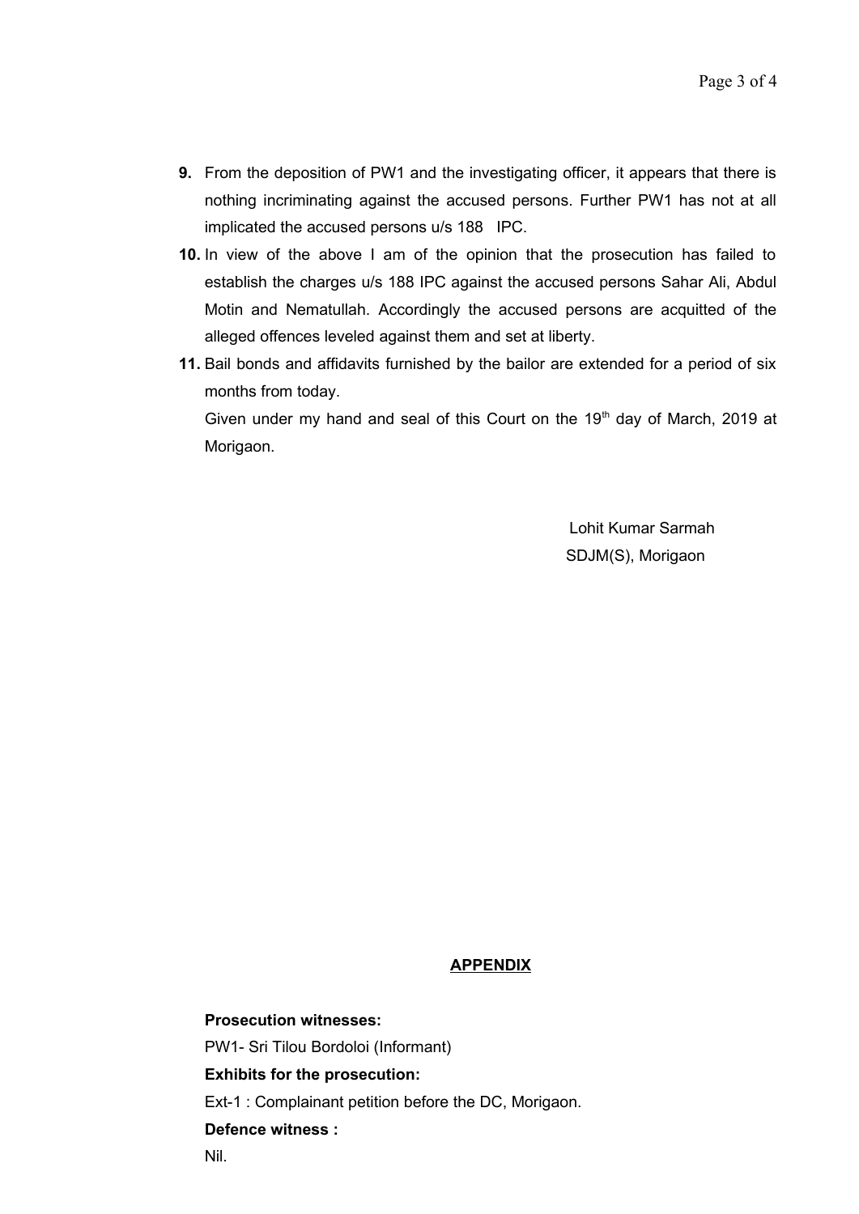**9.** From the deposition of PW1 and the investigating officer, it appears that there is nothing incriminating against the accused persons. Further PW1 has not at all implicated the accused persons u/s 188 IPC.

**10.** In view of the above I am of the opinion that the prosecution has failed to establish the charges u/s 188 IPC against the accused persons Sahar Ali, Abdul Motin and Nematullah. Accordingly the accused persons are acquitted of the alleged offences leveled against them and set at liberty.

**11.** Bail bonds and affidavits furnished by the bailor are extended for a period of six months from today.

Given under my hand and seal of this Court on the 19th day of March, 2019 at Morigaon.

Lohit Kumar Sarmah
SDJM(S), Morigaon

## APPENDIX

**Prosecution witnesses:**

PW1- Sri Tilou Bordoloi (Informant)

**Exhibits for the prosecution:**

Ext-1 : Complainant petition before the DC, Morigaon.

**Defence witness :**

Nil.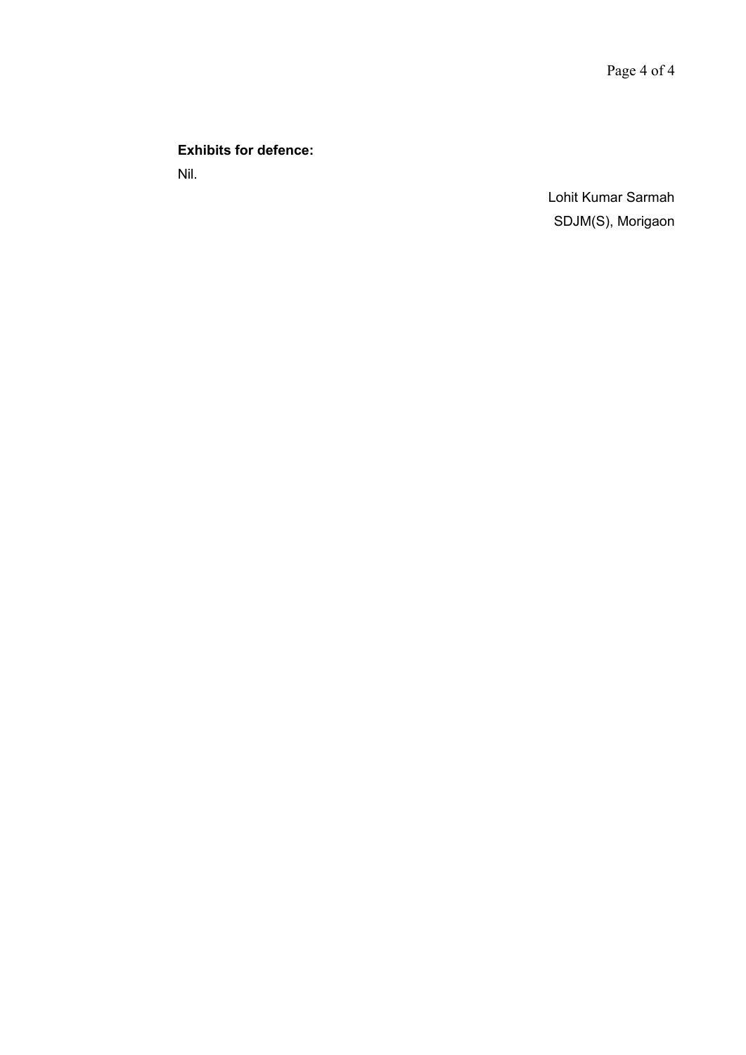**Exhibits for defence:**

Nil.

Lohit Kumar Sarmah
SDJM(S), Morigaon